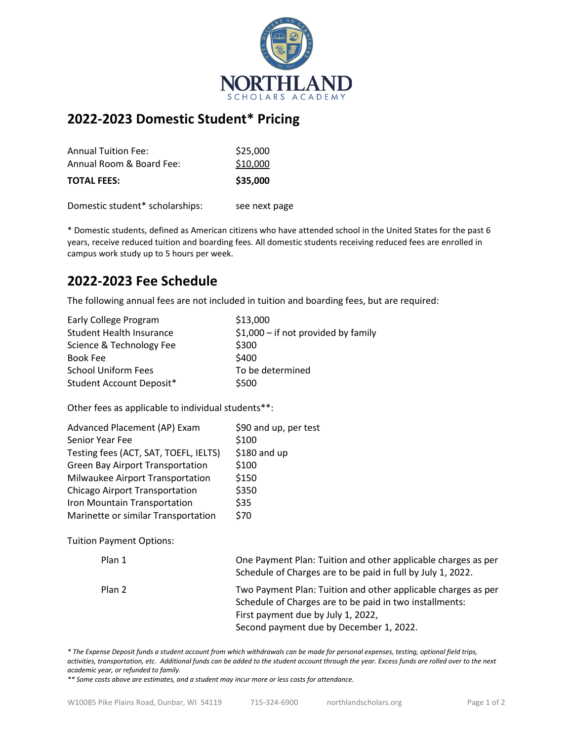# NORTHLAND SCHOLARS ACADEMY

## 2022-2023 Domestic Student* Pricing

| | |
|---|---|
| Annual Tuition Fee: | $25,000 |
| Annual Room & Board Fee: | $10,000 |
| **TOTAL FEES:** | **$35,000** |

Domestic student* scholarships: see next page

* Domestic students, defined as American citizens who have attended school in the United States for the past 6 years, receive reduced tuition and boarding fees. All domestic students receiving reduced fees are enrolled in campus work study up to 5 hours per week.

## 2022-2023 Fee Schedule

The following annual fees are not included in tuition and boarding fees, but are required:

| | |
|---|---|
| Early College Program | $13,000 |
| Student Health Insurance | $1,000 – if not provided by family |
| Science & Technology Fee | $300 |
| Book Fee | $400 |
| School Uniform Fees | To be determined |
| Student Account Deposit* | $500 |

Other fees as applicable to individual students**:

| | |
|---|---|
| Advanced Placement (AP) Exam | $90 and up, per test |
| Senior Year Fee | $100 |
| Testing fees (ACT, SAT, TOEFL, IELTS) | $180 and up |
| Green Bay Airport Transportation | $100 |
| Milwaukee Airport Transportation | $150 |
| Chicago Airport Transportation | $350 |
| Iron Mountain Transportation | $35 |
| Marinette or similar Transportation | $70 |

Tuition Payment Options:

| | |
|---|---|
| Plan 1 | One Payment Plan: Tuition and other applicable charges as per Schedule of Charges are to be paid in full by July 1, 2022. |
| Plan 2 | Two Payment Plan: Tuition and other applicable charges as per Schedule of Charges are to be paid in two installments: First payment due by July 1, 2022, Second payment due by December 1, 2022. |

*\* The Expense Deposit funds a student account from which withdrawals can be made for personal expenses, testing, optional field trips, activities, transportation, etc. Additional funds can be added to the student account through the year. Excess funds are rolled over to the next academic year, or refunded to family.*

*\*\* Some costs above are estimates, and a student may incur more or less costs for attendance.*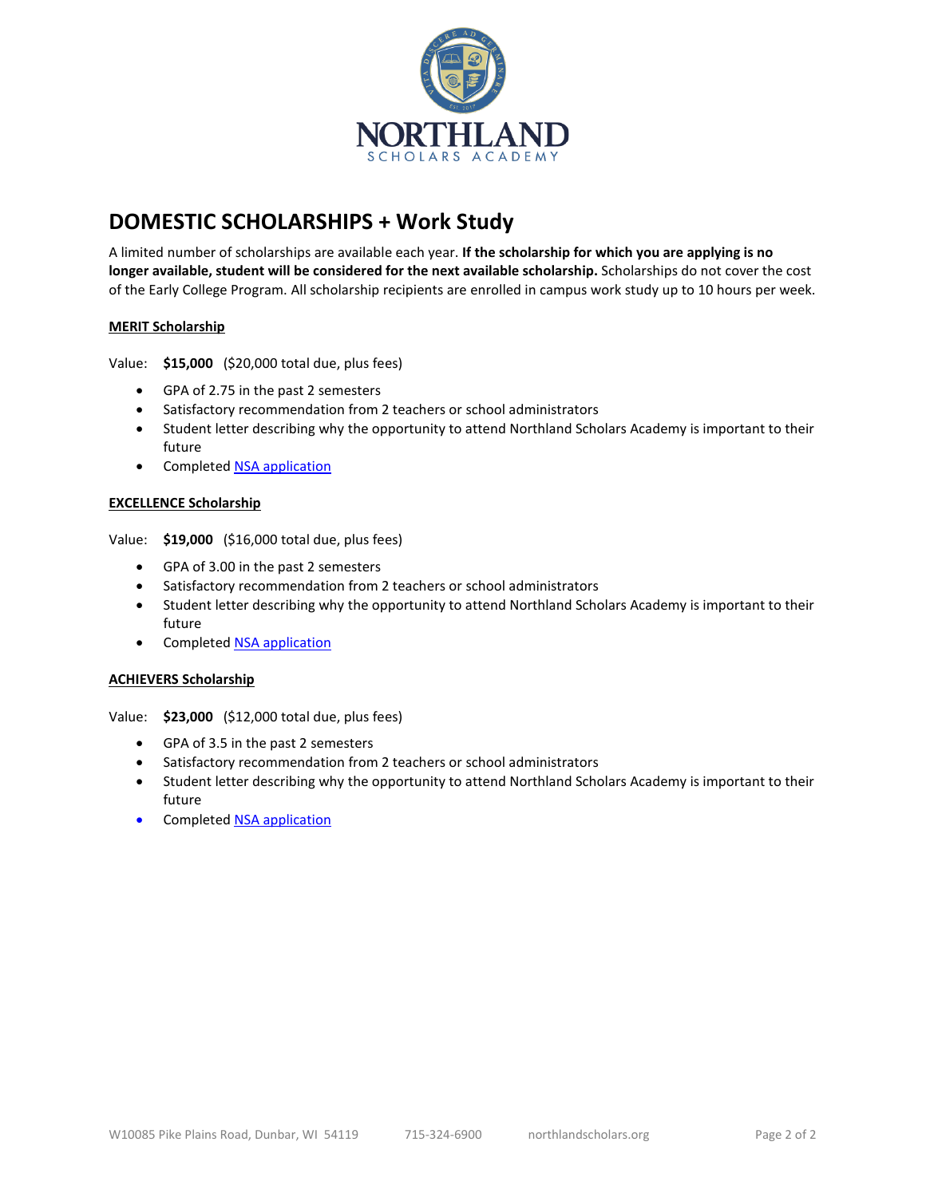NORTHLAND
SCHOLARS ACADEMY

# DOMESTIC SCHOLARSHIPS + Work Study

A limited number of scholarships are available each year. **If the scholarship for which you are applying is no longer available, student will be considered for the next available scholarship.** Scholarships do not cover the cost of the Early College Program. All scholarship recipients are enrolled in campus work study up to 10 hours per week.

### MERIT Scholarship

Value: **$15,000** ($20,000 total due, plus fees)

- GPA of 2.75 in the past 2 semesters
- Satisfactory recommendation from 2 teachers or school administrators
- Student letter describing why the opportunity to attend Northland Scholars Academy is important to their future
- Completed NSA application

### EXCELLENCE Scholarship

Value: **$19,000** ($16,000 total due, plus fees)

- GPA of 3.00 in the past 2 semesters
- Satisfactory recommendation from 2 teachers or school administrators
- Student letter describing why the opportunity to attend Northland Scholars Academy is important to their future
- Completed NSA application

### ACHIEVERS Scholarship

Value: **$23,000** ($12,000 total due, plus fees)

- GPA of 3.5 in the past 2 semesters
- Satisfactory recommendation from 2 teachers or school administrators
- Student letter describing why the opportunity to attend Northland Scholars Academy is important to their future
- Completed NSA application